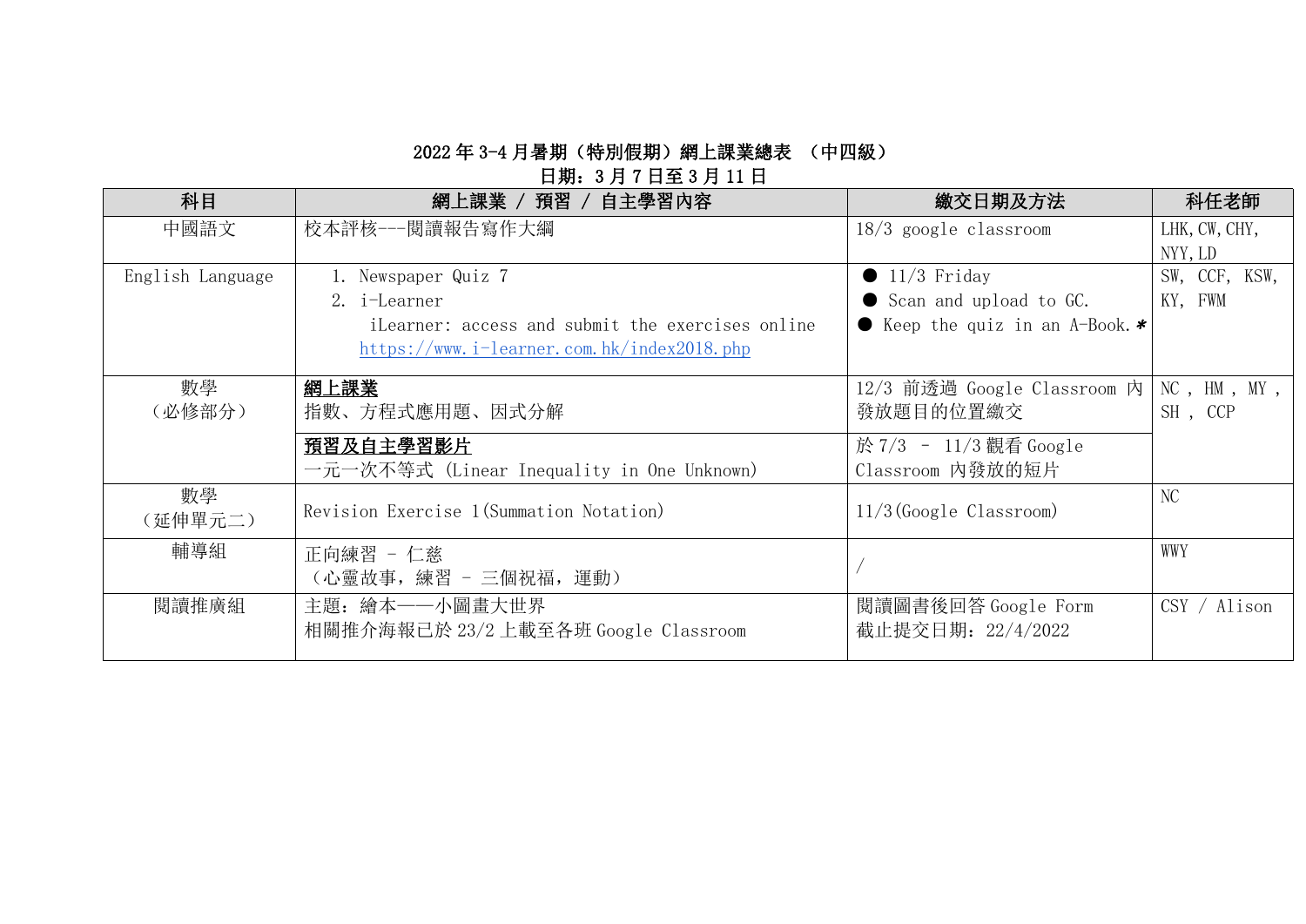**2022 年 3-4 月暑期（特別假期）網上課業總表 （中四級）**

**日期：3 月 7 日至 3 月 11 日**

| 科目 | 網上課業 / 預習 / 自主學習內容 | 繳交日期及方法 | 科任老師 |
|---|---|---|---|
| 中國語文 | 校本評核---閱讀報告寫作大綱 | 18/3 google classroom | LHK, CW, CHY, NYY, LD |
| English Language | 1. Newspaper Quiz 7<br>2. i-Learner<br>iLearner: access and submit the exercises online<br>https://www.i-learner.com.hk/index2018.php | ● 11/3 Friday<br>● Scan and upload to GC.<br>● Keep the quiz in an A-Book.* | SW, CCF, KSW, KY, FWM |
| 數學（必修部分） | **網上課業**<br>指數、方程式應用題、因式分解 | 12/3 前透過 Google Classroom 內發放題目的位置繳交 | NC , HM , MY , SH , CCP |
| | **預習及自主學習影片**<br>一元一次不等式 (Linear Inequality in One Unknown) | 於 7/3 – 11/3 觀看 Google Classroom 內發放的短片 | |
| 數學（延伸單元二） | Revision Exercise 1(Summation Notation) | 11/3(Google Classroom) | NC |
| 輔導組 | 正向練習 – 仁慈<br>（心靈故事，練習 – 三個祝福，運動） | / | WWY |
| 閱讀推廣組 | 主題：繪本——小圖畫大世界<br>相關推介海報已於 23/2 上載至各班 Google Classroom | 閱讀圖書後回答 Google Form<br>截止提交日期：22/4/2022 | CSY / Alison |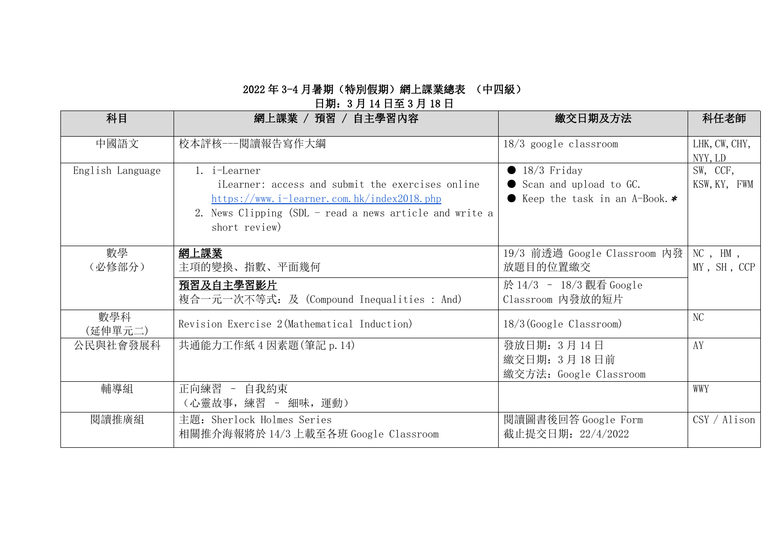# 2022 年 3-4 月暑期（特別假期）網上課業總表 （中四級）

## 日期：3 月 14 日至 3 月 18 日

| 科目 | 網上課業 / 預習 / 自主學習內容 | 繳交日期及方法 | 科任老師 |
|---|---|---|---|
| 中國語文 | 校本評核---閱讀報告寫作大綱 | 18/3 google classroom | LHK, CW, CHY, NYY, LD |
| English Language | 1. i-Learner<br>iLearner: access and submit the exercises online<br>https://www.i-learner.com.hk/index2018.php<br>2. News Clipping (SDL - read a news article and write a short review) | ● 18/3 Friday<br>● Scan and upload to GC.<br>● Keep the task in an A-Book.* | SW, CCF, KSW, KY, FWM |
| 數學<br>（必修部分） | **網上課業**<br>主項的變換、指數、平面幾何 | 19/3 前透過 Google Classroom 內發放題目的位置繳交 | NC , HM , MY , SH , CCP |
| | **預習及自主學習影片**<br>複合一元一次不等式：及 (Compound Inequalities : And) | 於 14/3 – 18/3 觀看 Google Classroom 內發放的短片 | |
| 數學科<br>(延伸單元二) | Revision Exercise 2(Mathematical Induction) | 18/3(Google Classroom) | NC |
| 公民與社會發展科 | 共通能力工作紙 4 因素題(筆記 p.14) | 發放日期：3 月 14 日<br>繳交日期：3 月 18 日前<br>繳交方法：Google Classroom | AY |
| 輔導組 | 正向練習 – 自我約束<br>（心靈故事，練習 – 細味，運動） | | WWY |
| 閱讀推廣組 | 主題：Sherlock Holmes Series<br>相關推介海報將於 14/3 上載至各班 Google Classroom | 閱讀圖書後回答 Google Form<br>截止提交日期：22/4/2022 | CSY / Alison |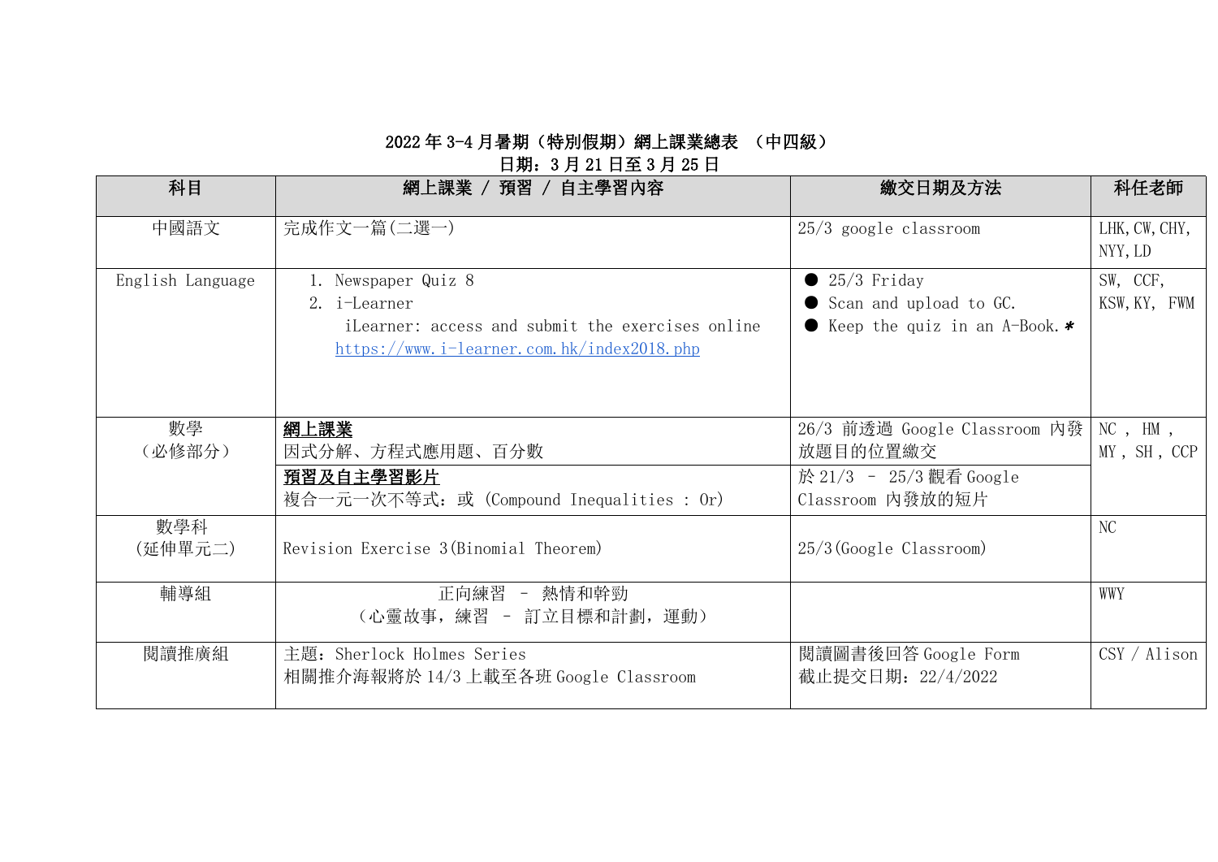**2022 年 3-4 月暑期（特別假期）網上課業總表 （中四級）**

**日期：3 月 21 日至 3 月 25 日**

| 科目 | 網上課業 / 預習 / 自主學習內容 | 繳交日期及方法 | 科任老師 |
|---|---|---|---|
| 中國語文 | 完成作文一篇(二選一) | 25/3 google classroom | LHK, CW, CHY, NYY, LD |
| English Language | 1. Newspaper Quiz 8<br>2. i-Learner<br>iLearner: access and submit the exercises online<br>https://www.i-learner.com.hk/index2018.php | ● 25/3 Friday<br>● Scan and upload to GC.<br>● Keep the quiz in an A-Book.* | SW, CCF, KSW, KY, FWM |
| 數學<br>（必修部分） | **網上課業**<br>因式分解、方程式應用題、百分數 | 26/3 前透過 Google Classroom 內發放題目的位置繳交 | NC , HM , MY , SH , CCP |
| | **預習及自主學習影片**<br>複合一元一次不等式：或 (Compound Inequalities : Or) | 於 21/3 – 25/3 觀看 Google Classroom 內發放的短片 | |
| 數學科<br>(延伸單元二) | Revision Exercise 3(Binomial Theorem) | 25/3(Google Classroom) | NC |
| 輔導組 | 正向練習 – 熱情和幹勁<br>（心靈故事，練習 – 訂立目標和計劃，運動） | | WWY |
| 閱讀推廣組 | 主題：Sherlock Holmes Series<br>相關推介海報將於 14/3 上載至各班 Google Classroom | 閱讀圖書後回答 Google Form<br>截止提交日期：22/4/2022 | CSY / Alison |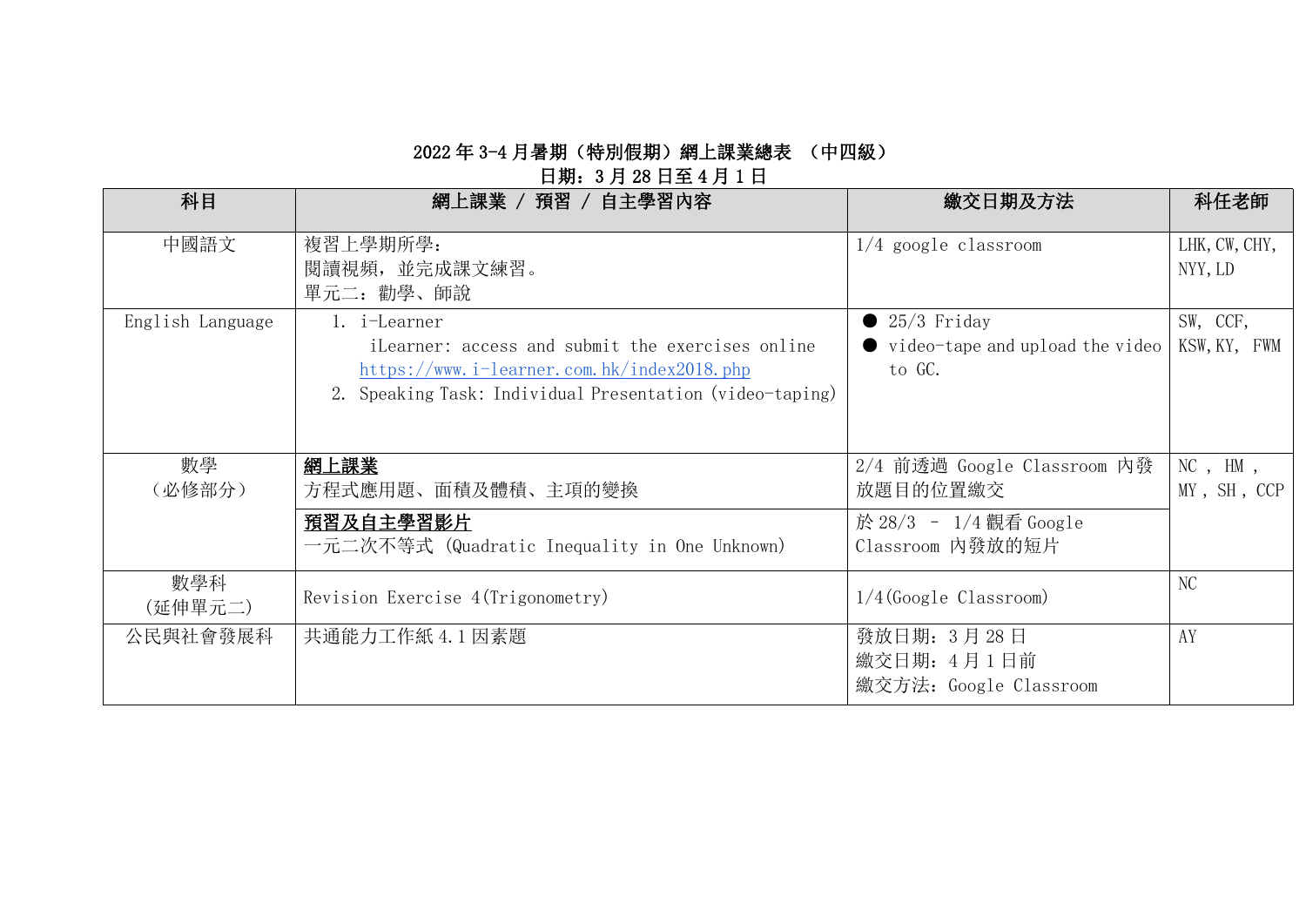**2022 年 3-4 月暑期（特別假期）網上課業總表 （中四級）**

**日期：3 月 28 日至 4 月 1 日**

| 科目 | 網上課業 / 預習 / 自主學習內容 | 繳交日期及方法 | 科任老師 |
|---|---|---|---|
| 中國語文 | 複習上學期所學：<br>閱讀視頻，並完成課文練習。<br>單元二：勸學、師說 | 1/4 google classroom | LHK, CW, CHY, NYY, LD |
| English Language | 1. i-Learner<br>iLearner: access and submit the exercises online<br>https://www.i-learner.com.hk/index2018.php<br>2. Speaking Task: Individual Presentation (video-taping) | ● 25/3 Friday<br>● video-tape and upload the video to GC. | SW, CCF, KSW, KY, FWM |
| 數學<br>（必修部分） | **網上課業**<br>方程式應用題、面積及體積、主項的變換 | 2/4 前透過 Google Classroom 內發放題目的位置繳交 | NC , HM , MY , SH , CCP |
| | **預習及自主學習影片**<br>一元二次不等式 (Quadratic Inequality in One Unknown) | 於 28/3 – 1/4 觀看 Google Classroom 內發放的短片 | |
| 數學科<br>(延伸單元二) | Revision Exercise 4(Trigonometry) | 1/4(Google Classroom) | NC |
| 公民與社會發展科 | 共通能力工作紙 4.1 因素題 | 發放日期：3 月 28 日<br>繳交日期：4 月 1 日前<br>繳交方法：Google Classroom | AY |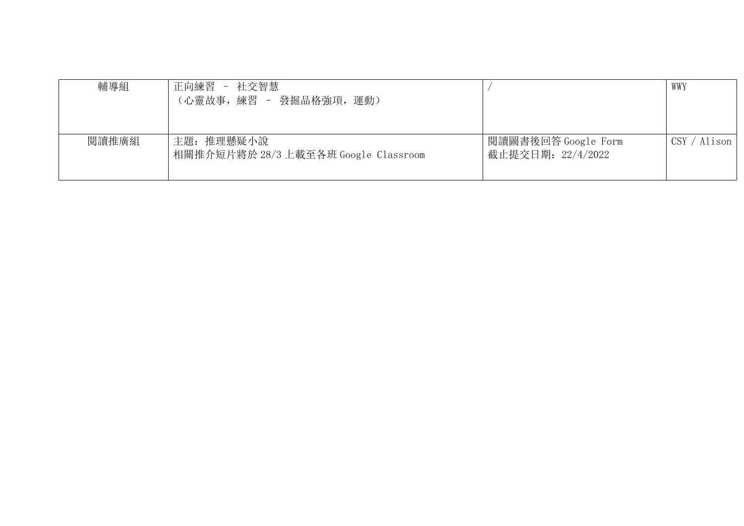| 輔導組 | 正向練習 – 社交智慧<br>（心靈故事，練習 – 發掘品格強項，運動） | / | WWY |
|---|---|---|---|
| 閱讀推廣組 | 主題：推理懸疑小說<br>相關推介短片將於 28/3 上載至各班 Google Classroom | 閱讀圖書後回答 Google Form<br>截止提交日期：22/4/2022 | CSY / Alison |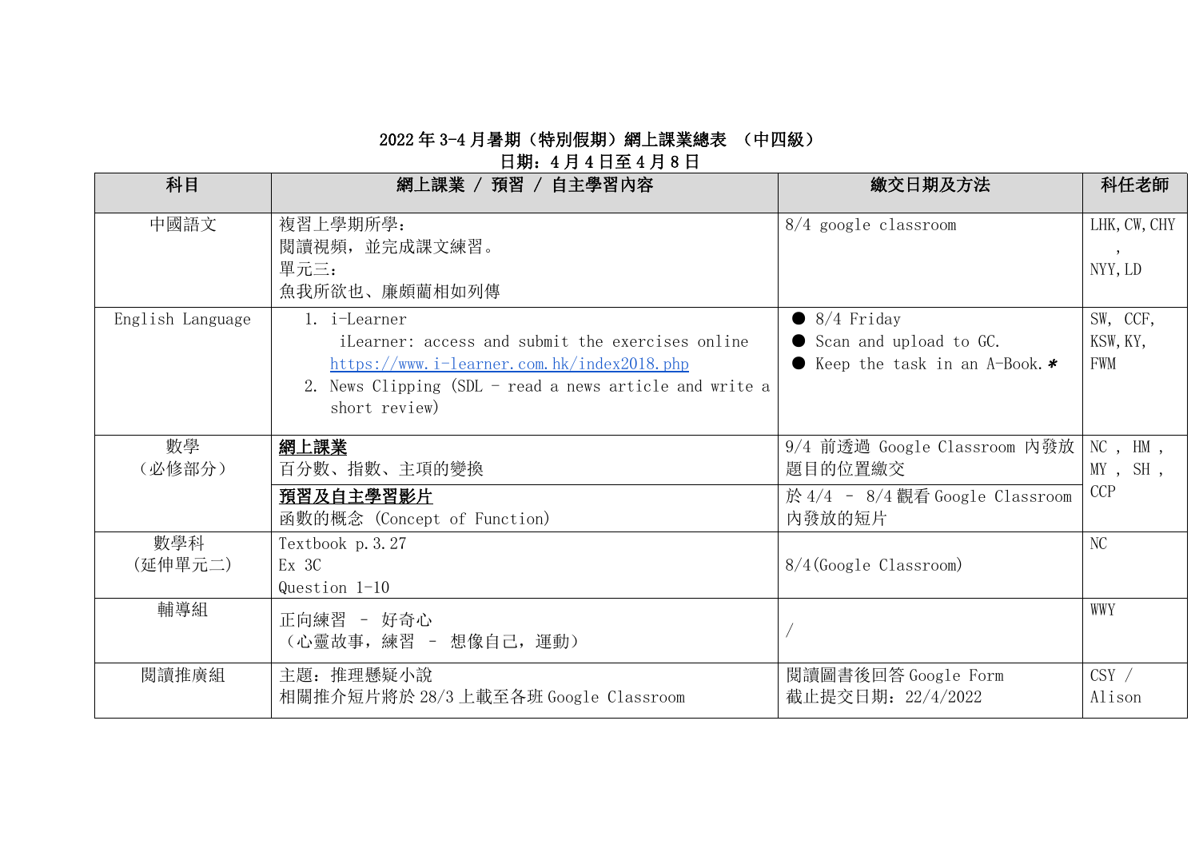# 2022 年 3-4 月暑期（特別假期）網上課業總表 （中四級）

日期：4 月 4 日至 4 月 8 日

| 科目 | 網上課業 / 預習 / 自主學習內容 | 繳交日期及方法 | 科任老師 |
|---|---|---|---|
| 中國語文 | 複習上學期所學：<br>閱讀視頻，並完成課文練習。<br>單元三：<br>魚我所欲也、廉頗藺相如列傳 | 8/4 google classroom | LHK, CW, CHY, NYY, LD |
| English Language | 1. i-Learner<br>iLearner: access and submit the exercises online<br>[https://www.i-learner.com.hk/index2018.php](https://www.i-learner.com.hk/index2018.php)<br>2. News Clipping (SDL - read a news article and write a short review) | ● 8/4 Friday<br>● Scan and upload to GC.<br>● Keep the task in an A-Book. * | SW, CCF, KSW, KY, FWM |
| 數學<br>（必修部分） | **網上課業**<br>百分數、指數、主項的變換 | 9/4 前透過 Google Classroom 內發放題目的位置繳交 | NC , HM , MY , SH , CCP |
| | **預習及自主學習影片**<br>函數的概念 (Concept of Function) | 於 4/4 – 8/4 觀看 Google Classroom 內發放的短片 | |
| 數學科<br>(延伸單元二) | Textbook p.3.27<br>Ex 3C<br>Question 1-10 | 8/4(Google Classroom) | NC |
| 輔導組 | 正向練習 – 好奇心<br>（心靈故事，練習 – 想像自己，運動） | / | WWY |
| 閱讀推廣組 | 主題：推理懸疑小說<br>相關推介短片將於 28/3 上載至各班 Google Classroom | 閱讀圖書後回答 Google Form<br>截止提交日期：22/4/2022 | CSY / Alison |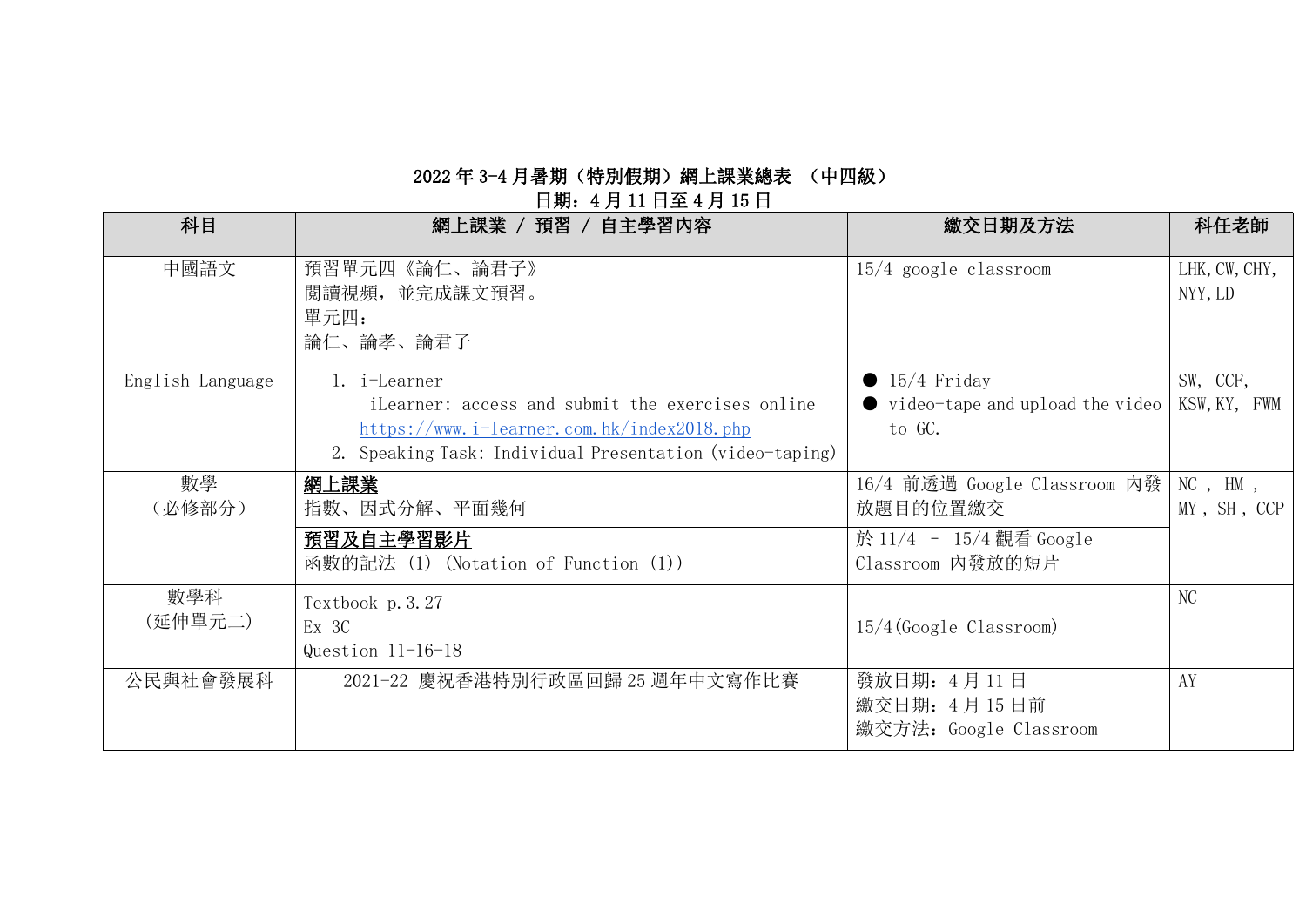# 2022 年 3-4 月暑期（特別假期）網上課業總表 （中四級）

日期：4 月 11 日至 4 月 15 日

| 科目 | 網上課業 / 預習 / 自主學習內容 | 繳交日期及方法 | 科任老師 |
|---|---|---|---|
| 中國語文 | 預習單元四《論仁、論君子》<br>閱讀視頻，並完成課文預習。<br>單元四：<br>論仁、論孝、論君子 | 15/4 google classroom | LHK, CW, CHY, NYY, LD |
| English Language | 1. i-Learner<br>iLearner: access and submit the exercises online<br>https://www.i-learner.com.hk/index2018.php<br>2. Speaking Task: Individual Presentation (video-taping) | ● 15/4 Friday<br>● video-tape and upload the video to GC. | SW, CCF, KSW, KY, FWM |
| 數學<br>（必修部分） | **網上課業**<br>指數、因式分解、平面幾何 | 16/4 前透過 Google Classroom 內發放題目的位置繳交 | NC , HM , MY , SH , CCP |
| | **預習及自主學習影片**<br>函數的記法 (1) (Notation of Function (1)) | 於 11/4 – 15/4 觀看 Google Classroom 內發放的短片 | |
| 數學科<br>(延伸單元二) | Textbook p.3.27<br>Ex 3C<br>Question 11-16-18 | 15/4(Google Classroom) | NC |
| 公民與社會發展科 | 2021-22 慶祝香港特別行政區回歸 25 週年中文寫作比賽 | 發放日期：4 月 11 日<br>繳交日期：4 月 15 日前<br>繳交方法：Google Classroom | AY |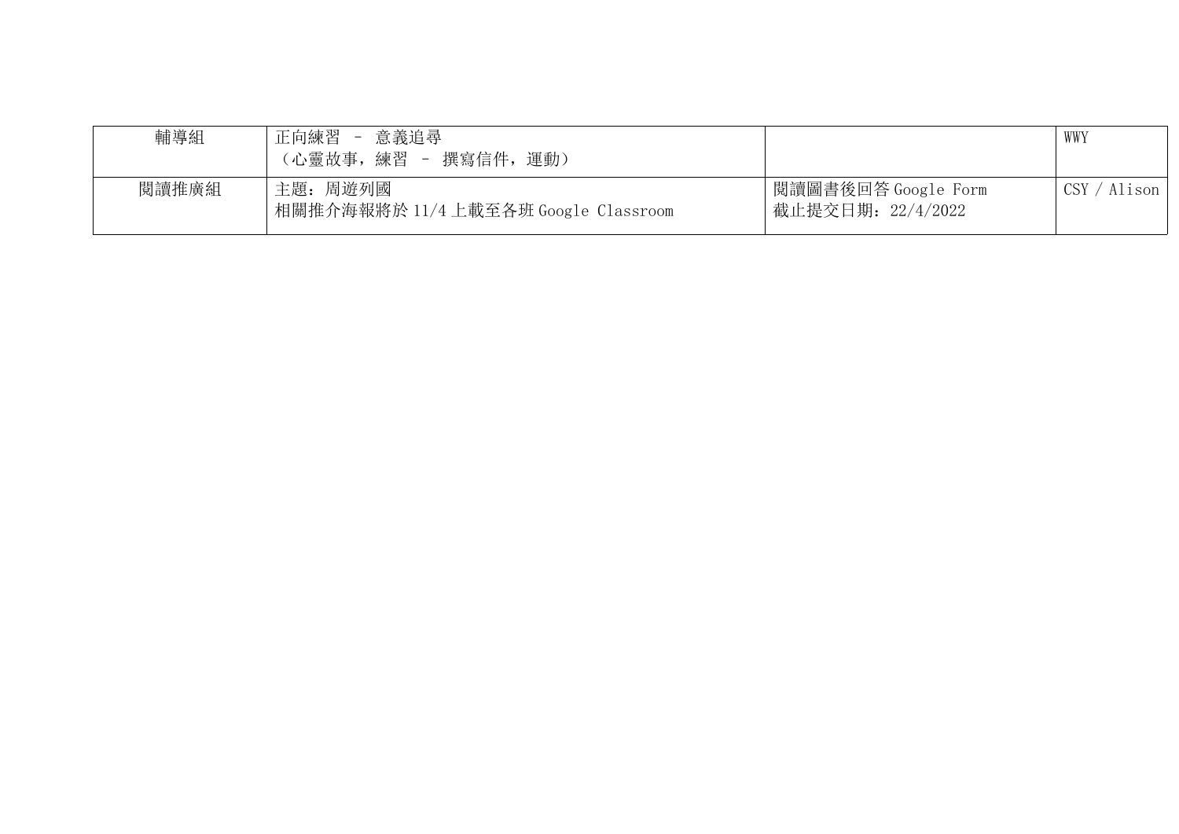| | | | |
|---|---|---|---|
| 輔導組 | 正向練習 – 意義追尋<br>（心靈故事，練習 – 撰寫信件，運動） | | WWY |
| 閱讀推廣組 | 主題：周遊列國<br>相關推介海報將於 11/4 上載至各班 Google Classroom | 閱讀圖書後回答 Google Form<br>截止提交日期：22/4/2022 | CSY / Alison |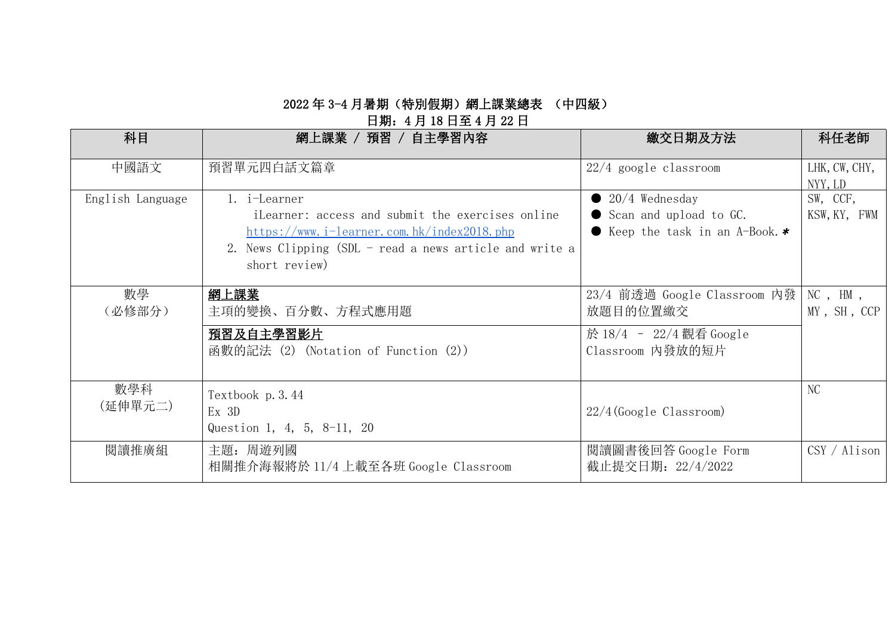**2022 年 3-4 月暑期（特別假期）網上課業總表 （中四級）**

**日期：4 月 18 日至 4 月 22 日**

| 科目 | 網上課業 / 預習 / 自主學習內容 | 繳交日期及方法 | 科任老師 |
|---|---|---|---|
| 中國語文 | 預習單元四白話文篇章 | 22/4 google classroom | LHK, CW, CHY, NYY, LD |
| English Language | 1. i-Learner<br>iLearner: access and submit the exercises online<br>https://www.i-learner.com.hk/index2018.php<br>2. News Clipping (SDL - read a news article and write a short review) | ● 20/4 Wednesday<br>● Scan and upload to GC.<br>● Keep the task in an A-Book.* | SW, CCF, KSW, KY, FWM |
| 數學<br>（必修部分） | **網上課業**<br>主項的變換、百分數、方程式應用題 | 23/4 前透過 Google Classroom 內發放題目的位置繳交 | NC , HM , MY , SH , CCP |
| | **預習及自主學習影片**<br>函數的記法 (2) (Notation of Function (2)) | 於 18/4 - 22/4 觀看 Google Classroom 內發放的短片 | |
| 數學科<br>(延伸單元二) | Textbook p.3.44<br>Ex 3D<br>Question 1, 4, 5, 8-11, 20 | 22/4(Google Classroom) | NC |
| 閱讀推廣組 | 主題：周遊列國<br>相關推介海報將於 11/4 上載至各班 Google Classroom | 閱讀圖書後回答 Google Form<br>截止提交日期：22/4/2022 | CSY / Alison |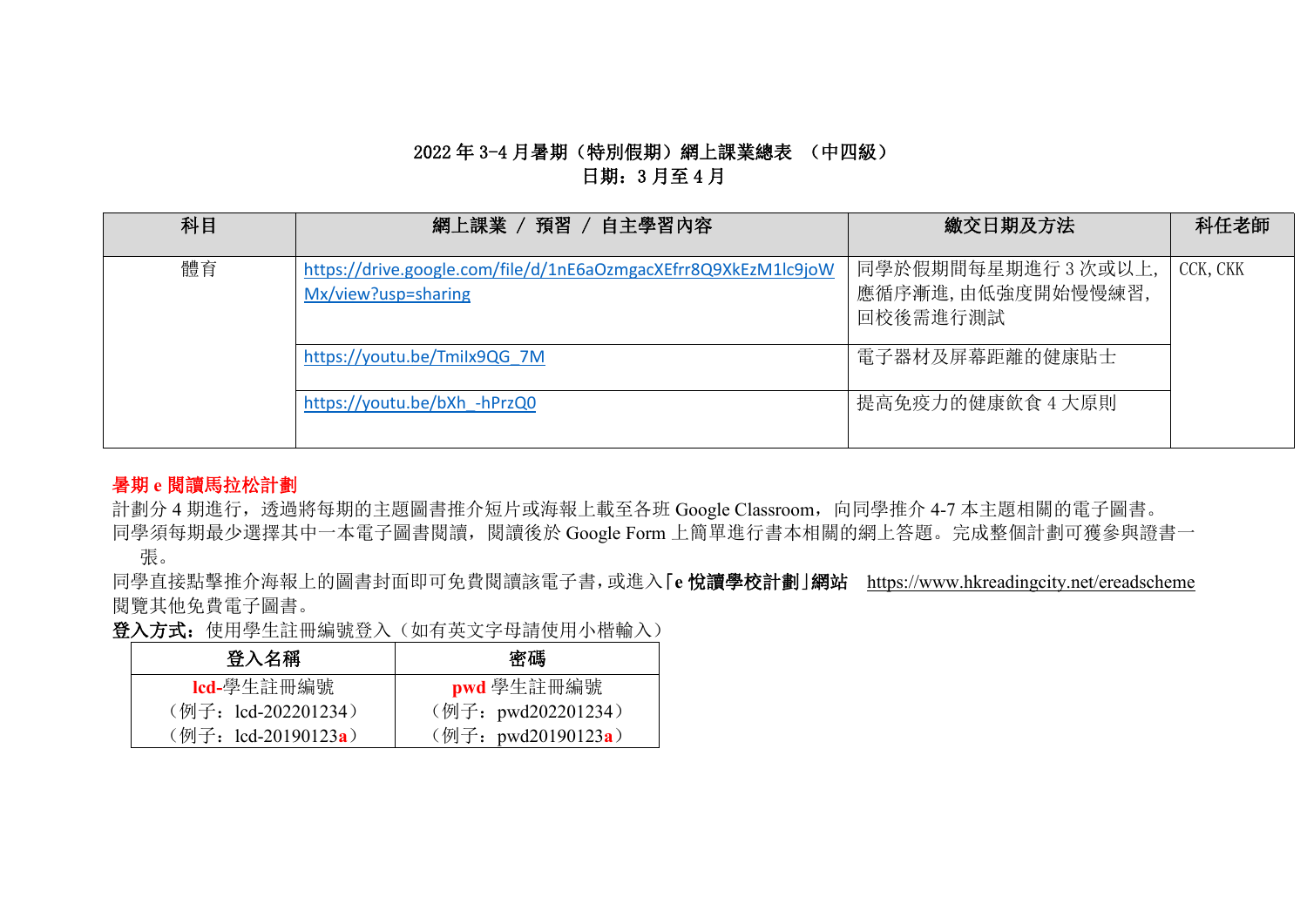2022 年 3-4 月暑期（特別假期）網上課業總表 （中四級）
日期：3 月至 4 月

| 科目 | 網上課業 / 預習 / 自主學習內容 | 繳交日期及方法 | 科任老師 |
|---|---|---|---|
| 體育 | https://drive.google.com/file/d/1nE6aOzmgacXEfrr8Q9XkEzM1lc9joWMx/view?usp=sharing | 同學於假期間每星期進行 3 次或以上，應循序漸進，由低強度開始慢慢練習，回校後需進行測試 | CCK, CKK |
| | https://youtu.be/TmiIx9QG_7M | 電子器材及屏幕距離的健康貼士 | |
| | https://youtu.be/bXh_-hPrzQ0 | 提高免疫力的健康飲食 4 大原則 | |

**暑期 e 閱讀馬拉松計劃**

計劃分 4 期進行，透過將每期的主題圖書推介短片或海報上載至各班 Google Classroom，向同學推介 4-7 本主題相關的電子圖書。

同學須每期最少選擇其中一本電子圖書閱讀，閱讀後於 Google Form 上簡單進行書本相關的網上答題。完成整個計劃可獲參與證書一張。

同學直接點擊推介海報上的圖書封面即可免費閱讀該電子書，或進入「**e 悅讀學校計劃**」網站 https://www.hkreadingcity.net/ereadscheme 閱覽其他免費電子圖書。

**登入方式**：使用學生註冊編號登入（如有英文字母請使用小楷輸入）

| 登入名稱 | 密碼 |
|---|---|
| **lcd-**學生註冊編號<br>（例子：lcd-202201234）<br>（例子：lcd-20190123**a**） | **pwd** 學生註冊編號<br>（例子：pwd202201234）<br>（例子：pwd20190123**a**） |